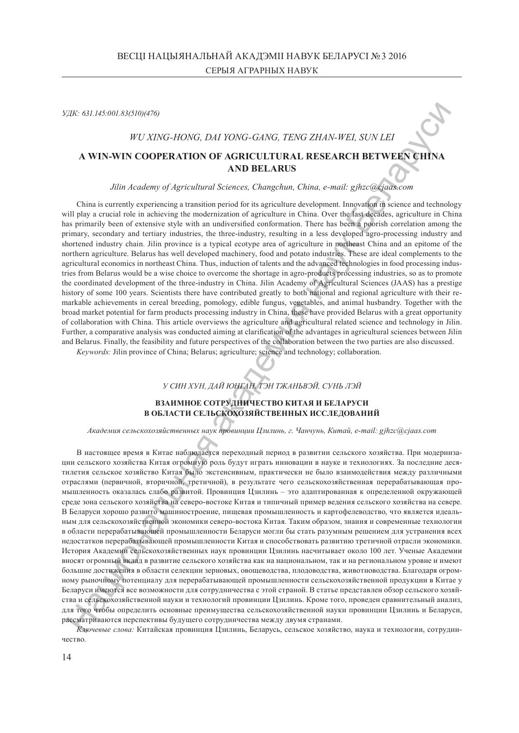УДК: 631.145:001.83(510)(476)

*WU XING-HONG, DAI YONG-GANG, TENG ZHAN-WEI, SUN LEI*

# A WIN-WIN COOPERATION OF AGRICULTURAL RESEARCH BETWEEN CHINA AND BELARUS

*Jilin Academy of Agricultural Sciences, Changchun, China, e-mail: gjhzc@cjaas.com*

China is currently experiencing a transition period for its agriculture development. Innovation in science and technology will play a crucial role in achieving the modernization of agriculture in China. Over the last decades, agriculture in China has primarily been of extensive style with an undiversified conformation. There has been a poorish correlation among the primary, secondary and tertiary industries, the three-industry, resulting in a less developed agro-processing industry and shortened industry chain. Jilin province is a typical ecotype area of agriculture in northeast China and an epitome of the northern agriculture. Belarus has well developed machinery, food and potato industries. These are ideal complements to the agricultural economics in northeast China. Thus, induction of talents and the advanced technologies in food processing industries from Belarus would be a wise choice to overcome the shortage in agro-products processing industries, so as to promote the coordinated development of the three-industry in China. Jilin Academy of Agricultural Sciences (JAAS) has a prestige history of some 100 years. Scientists there have contributed greatly to both national and regional agriculture with their remarkable achievements in cereal breeding, pomology, edible fungus, vegetables, and animal husbandry. Together with the broad market potential for farm products processing industry in China, these have provided Belarus with a great opportunity of collaboration with China. This article overviews the agriculture and agricultural related science and technology in Jilin. Further, a comparative analysis was conducted aiming at clarification of the advantages in agricultural sciences between Jilin and Belarus. Finally, the feasibility and future perspectives of the collaboration between the two parties are also discussed.

*Keywords:* Jilin province of China; Belarus; agriculture; science and technology; collaboration.

*У СИН ХУН, ДАЙ ЮНГАН, ТЭН ТЖАНЬВЭЙ, СУНЬ ЛЭЙ*

# ВЗАИМНОЕ СОТРУДНИЧЕСТВО КИТАЯ И БЕЛАРУСИ В ОБЛАСТИ СЕЛЬСКОХОЗЯЙСТВЕННЫХ ИССЛЕДОВАНИЙ

*Академия сельскохозяйственных наук провинции Цзилинь, г. Чанчунь, Китай, e-mail: gjhzc@cjaas.com*

В настоящее время в Китае наблюдается переходный период в развитии сельского хозяйства. При модернизации сельского хозяйства Китая огромную роль будут играть инновации в науке и технологиях. За последние десятилетия сельское хозяйство Китая было экстенсивным, практически не было взаимодействия между различными отраслями (первичной, вторичной, третичной), в результате чего сельскохозяйственная перерабатывающая промышленность оказалась слабо развитой. Провинция Цзилинь – это адаптированная к определенной окружающей среде зона сельского хозяйства на северо-востоке Китая и типичный пример ведения сельского хозяйства на севере. В Беларуси хорошо развито машиностроение, пищевая промышленность и картофелеводство, что является идеальным для сельскохозяйственной экономики северо-востока Китая. Таким образом, знания и современные технологии в области перерабатывающей промышленности Беларуси могли бы стать разумным решением для устранения всех недостатков перерабатывающей промышленности Китая и способствовать развитию третичной отрасли экономики. История Академии сельскохозяйственных наук провинции Цзилинь насчитывает около 100 лет. Ученые Академии вносят огромный вклад в развитие сельского хозяйства как на национальном, так и на региональном уровне и имеют большие достижения в области селекции зерновых, овощеводства, плодоводства, животноводства. Благодаря огромному рыночному потенциалу для перерабатывающей промышленности сельскохозяйственной продукции в Китае у Беларуси имеются все возможности для сотрудничества с этой страной. В статье представлен обзор сельского хозяйства и сельскохозяйственной науки и технологий провинции Цзилинь. Кроме того, проведен сравнительный анализ, для того чтобы определить основные преимущества сельскохозяйственной науки провинции Цзилинь и Беларуси, рассматриваются перспективы будущего сотрудничества между двумя странами.

*Ключевые слова:* Китайская провинция Цзилинь, Беларусь, сельское хозяйство, наука и технологии, сотрудничество.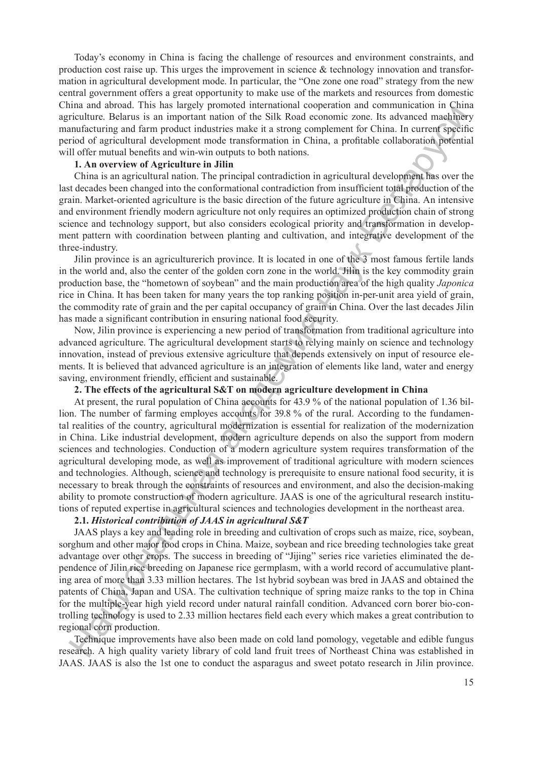Today's economy in China is facing the challenge of resources and environment constraints, and production cost raise up. This urges the improvement in science & technology innovation and transformation in agricultural development mode. In particular, the "One zone one road" strategy from the new central government offers a great opportunity to make use of the markets and resources from domestic China and abroad. This has largely promoted international cooperation and communication in China agriculture. Belarus is an important nation of the Silk Road economic zone. Its advanced machinery manufacturing and farm product industries make it a strong complement for China. In current specific period of agricultural development mode transformation in China, a profitable collaboration potential will offer mutual benefits and win-win outputs to both nations.

**1. An overview of Agriculture in Jilin**

China is an agricultural nation. The principal contradiction in agricultural development has over the last decades been changed into the conformational contradiction from insufficient total production of the grain. Market-oriented agriculture is the basic direction of the future agriculture in China. An intensive and environment friendly modern agriculture not only requires an optimized production chain of strong science and technology support, but also considers ecological priority and transformation in development pattern with coordination between planting and cultivation, and integrative development of the three-industry.

Jilin province is an agriculturerich province. It is located in one of the 3 most famous fertile lands in the world and, also the center of the golden corn zone in the world. Jilin is the key commodity grain production base, the "hometown of soybean" and the main production area of the high quality *Japonica* rice in China. It has been taken for many years the top ranking position in-per-unit area yield of grain, the commodity rate of grain and the per capital occupancy of grain in China. Over the last decades Jilin has made a significant contribution in ensuring national food security.

Now, Jilin province is experiencing a new period of transformation from traditional agriculture into advanced agriculture. The agricultural development starts to relying mainly on science and technology innovation, instead of previous extensive agriculture that depends extensively on input of resource elements. It is believed that advanced agriculture is an integration of elements like land, water and energy saving, environment friendly, efficient and sustainable.

**2. The effects of the agricultural S&T on modern agriculture development in China**

At present, the rural population of China accounts for 43.9 % of the national population of 1.36 billion. The number of farming employes accounts for 39.8 % of the rural. According to the fundamental realities of the country, agricultural modernization is essential for realization of the modernization in China. Like industrial development, modern agriculture depends on also the support from modern sciences and technologies. Conduction of a modern agriculture system requires transformation of the agricultural developing mode, as well as improvement of traditional agriculture with modern sciences and technologies. Although, science and technology is prerequisite to ensure national food security, it is necessary to break through the constraints of resources and environment, and also the decision-making ability to promote construction of modern agriculture. JAAS is one of the agricultural research institutions of reputed expertise in agricultural sciences and technologies development in the northeast area.

**2.1.** ***Historical contribution of JAAS in agricultural S&T***

JAAS plays a key and leading role in breeding and cultivation of crops such as maize, rice, soybean, sorghum and other major food crops in China. Maize, soybean and rice breeding technologies take great advantage over other crops. The success in breeding of "Jijing" series rice varieties eliminated the dependence of Jilin rice breeding on Japanese rice germplasm, with a world record of accumulative planting area of more than 3.33 million hectares. The 1st hybrid soybean was bred in JAAS and obtained the patents of China, Japan and USA. The cultivation technique of spring maize ranks to the top in China for the multiple-year high yield record under natural rainfall condition. Advanced corn borer bio-controlling technology is used to 2.33 million hectares field each every which makes a great contribution to regional corn production.

Technique improvements have also been made on cold land pomology, vegetable and edible fungus research. A high quality variety library of cold land fruit trees of Northeast China was established in JAAS. JAAS is also the 1st one to conduct the asparagus and sweet potato research in Jilin province.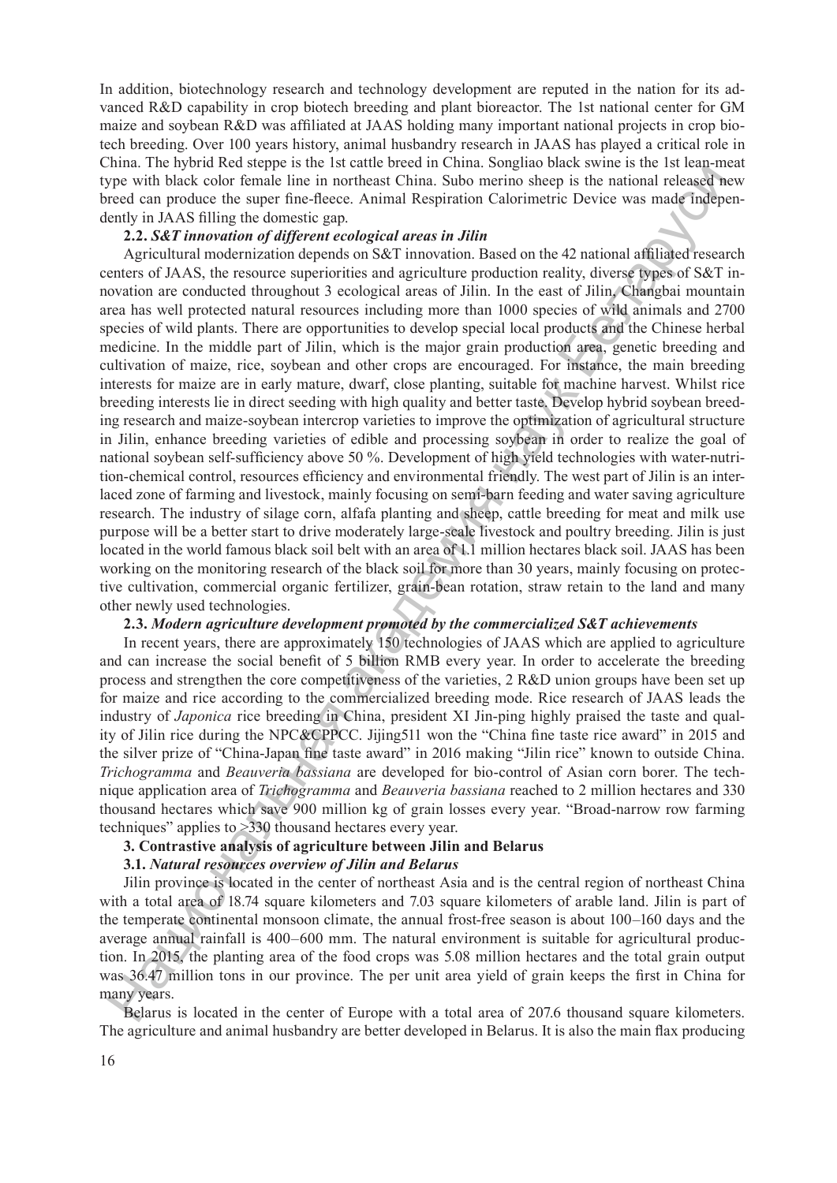In addition, biotechnology research and technology development are reputed in the nation for its advanced R&D capability in crop biotech breeding and plant bioreactor. The 1st national center for GM maize and soybean R&D was affiliated at JAAS holding many important national projects in crop biotech breeding. Over 100 years history, animal husbandry research in JAAS has played a critical role in China. The hybrid Red steppe is the 1st cattle breed in China. Songliao black swine is the 1st lean-meat type with black color female line in northeast China. Subo merino sheep is the national released new breed can produce the super fine-fleece. Animal Respiration Calorimetric Device was made independently in JAAS filling the domestic gap.

**2.2.** ***S&T innovation of different ecological areas in Jilin***

Agricultural modernization depends on S&T innovation. Based on the 42 national affiliated research centers of JAAS, the resource superiorities and agriculture production reality, diverse types of S&T innovation are conducted throughout 3 ecological areas of Jilin. In the east of Jilin, Changbai mountain area has well protected natural resources including more than 1000 species of wild animals and 2700 species of wild plants. There are opportunities to develop special local products and the Chinese herbal medicine. In the middle part of Jilin, which is the major grain production area, genetic breeding and cultivation of maize, rice, soybean and other crops are encouraged. For instance, the main breeding interests for maize are in early mature, dwarf, close planting, suitable for machine harvest. Whilst rice breeding interests lie in direct seeding with high quality and better taste. Develop hybrid soybean breeding research and maize-soybean intercrop varieties to improve the optimization of agricultural structure in Jilin, enhance breeding varieties of edible and processing soybean in order to realize the goal of national soybean self-sufficiency above 50 %. Development of high yield technologies with water-nutrition-chemical control, resources efficiency and environmental friendly. The west part of Jilin is an interlaced zone of farming and livestock, mainly focusing on semi-barn feeding and water saving agriculture research. The industry of silage corn, alfafa planting and sheep, cattle breeding for meat and milk use purpose will be a better start to drive moderately large-scale livestock and poultry breeding. Jilin is just located in the world famous black soil belt with an area of 1.1 million hectares black soil. JAAS has been working on the monitoring research of the black soil for more than 30 years, mainly focusing on protective cultivation, commercial organic fertilizer, grain-bean rotation, straw retain to the land and many other newly used technologies.

**2.3.** ***Modern agriculture development promoted by the commercialized S&T achievements***

In recent years, there are approximately 150 technologies of JAAS which are applied to agriculture and can increase the social benefit of 5 billion RMB every year. In order to accelerate the breeding process and strengthen the core competitiveness of the varieties, 2 R&D union groups have been set up for maize and rice according to the commercialized breeding mode. Rice research of JAAS leads the industry of *Japonica* rice breeding in China, president XI Jin-ping highly praised the taste and quality of Jilin rice during the NPC&CPPCC. Jijing511 won the "China fine taste rice award" in 2015 and the silver prize of "China-Japan fine taste award" in 2016 making "Jilin rice" known to outside China. *Trichogramma* and *Beauveria bassiana* are developed for bio-control of Asian corn borer. The technique application area of *Trichogramma* and *Beauveria bassiana* reached to 2 million hectares and 330 thousand hectares which save 900 million kg of grain losses every year. "Broad-narrow row farming techniques" applies to >330 thousand hectares every year.

**3. Contrastive analysis of agriculture between Jilin and Belarus**

**3.1.** ***Natural resources overview of Jilin and Belarus***

Jilin province is located in the center of northeast Asia and is the central region of northeast China with a total area of 18.74 square kilometers and 7.03 square kilometers of arable land. Jilin is part of the temperate continental monsoon climate, the annual frost-free season is about 100–160 days and the average annual rainfall is 400–600 mm. The natural environment is suitable for agricultural production. In 2015, the planting area of the food crops was 5.08 million hectares and the total grain output was 36.47 million tons in our province. The per unit area yield of grain keeps the first in China for many years.

Belarus is located in the center of Europe with a total area of 207.6 thousand square kilometers. The agriculture and animal husbandry are better developed in Belarus. It is also the main flax producing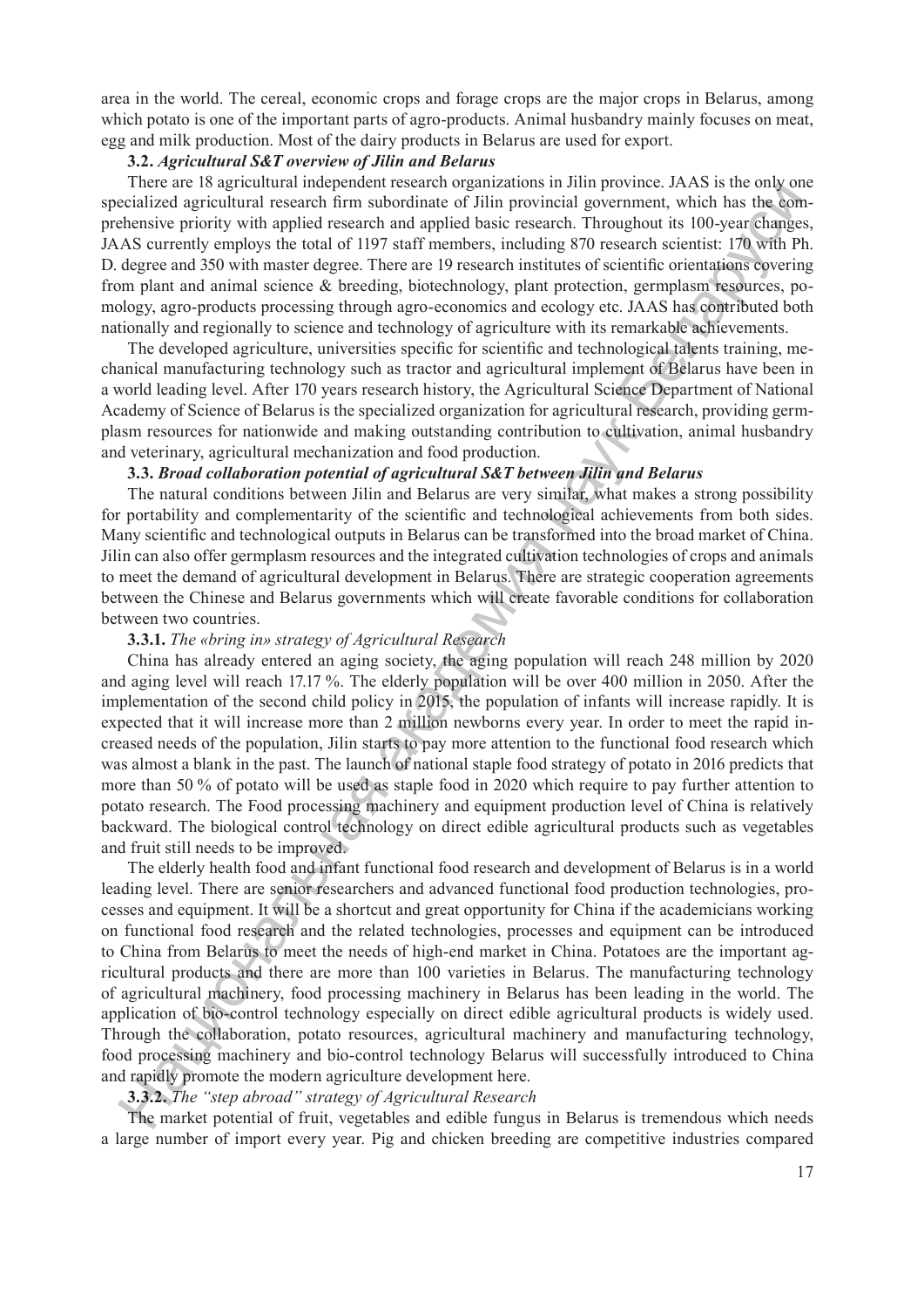area in the world. The cereal, economic crops and forage crops are the major crops in Belarus, among which potato is one of the important parts of agro-products. Animal husbandry mainly focuses on meat, egg and milk production. Most of the dairy products in Belarus are used for export.

**3.2.** ***Agricultural S&T overview of Jilin and Belarus***

There are 18 agricultural independent research organizations in Jilin province. JAAS is the only one specialized agricultural research firm subordinate of Jilin provincial government, which has the comprehensive priority with applied research and applied basic research. Throughout its 100-year changes, JAAS currently employs the total of 1197 staff members, including 870 research scientist: 170 with Ph. D. degree and 350 with master degree. There are 19 research institutes of scientific orientations covering from plant and animal science & breeding, biotechnology, plant protection, germplasm resources, pomology, agro-products processing through agro-economics and ecology etc. JAAS has contributed both nationally and regionally to science and technology of agriculture with its remarkable achievements.

The developed agriculture, universities specific for scientific and technological talents training, mechanical manufacturing technology such as tractor and agricultural implement of Belarus have been in a world leading level. After 170 years research history, the Agricultural Science Department of National Academy of Science of Belarus is the specialized organization for agricultural research, providing germplasm resources for nationwide and making outstanding contribution to cultivation, animal husbandry and veterinary, agricultural mechanization and food production.

**3.3.** ***Broad collaboration potential of agricultural S&T between Jilin and Belarus***

The natural conditions between Jilin and Belarus are very similar, what makes a strong possibility for portability and complementarity of the scientific and technological achievements from both sides. Many scientific and technological outputs in Belarus can be transformed into the broad market of China. Jilin can also offer germplasm resources and the integrated cultivation technologies of crops and animals to meet the demand of agricultural development in Belarus. There are strategic cooperation agreements between the Chinese and Belarus governments which will create favorable conditions for collaboration between two countries.

**3.3.1.** *The «bring in» strategy of Agricultural Research*

China has already entered an aging society, the aging population will reach 248 million by 2020 and aging level will reach 17.17 %. The elderly population will be over 400 million in 2050. After the implementation of the second child policy in 2015, the population of infants will increase rapidly. It is expected that it will increase more than 2 million newborns every year. In order to meet the rapid increased needs of the population, Jilin starts to pay more attention to the functional food research which was almost a blank in the past. The launch of national staple food strategy of potato in 2016 predicts that more than 50 % of potato will be used as staple food in 2020 which require to pay further attention to potato research. The Food processing machinery and equipment production level of China is relatively backward. The biological control technology on direct edible agricultural products such as vegetables and fruit still needs to be improved.

The elderly health food and infant functional food research and development of Belarus is in a world leading level. There are senior researchers and advanced functional food production technologies, processes and equipment. It will be a shortcut and great opportunity for China if the academicians working on functional food research and the related technologies, processes and equipment can be introduced to China from Belarus to meet the needs of high-end market in China. Potatoes are the important agricultural products and there are more than 100 varieties in Belarus. The manufacturing technology of agricultural machinery, food processing machinery in Belarus has been leading in the world. The application of bio-control technology especially on direct edible agricultural products is widely used. Through the collaboration, potato resources, agricultural machinery and manufacturing technology, food processing machinery and bio-control technology Belarus will successfully introduced to China and rapidly promote the modern agriculture development here.

**3.3.2.** *The "step abroad" strategy of Agricultural Research*

The market potential of fruit, vegetables and edible fungus in Belarus is tremendous which needs a large number of import every year. Pig and chicken breeding are competitive industries compared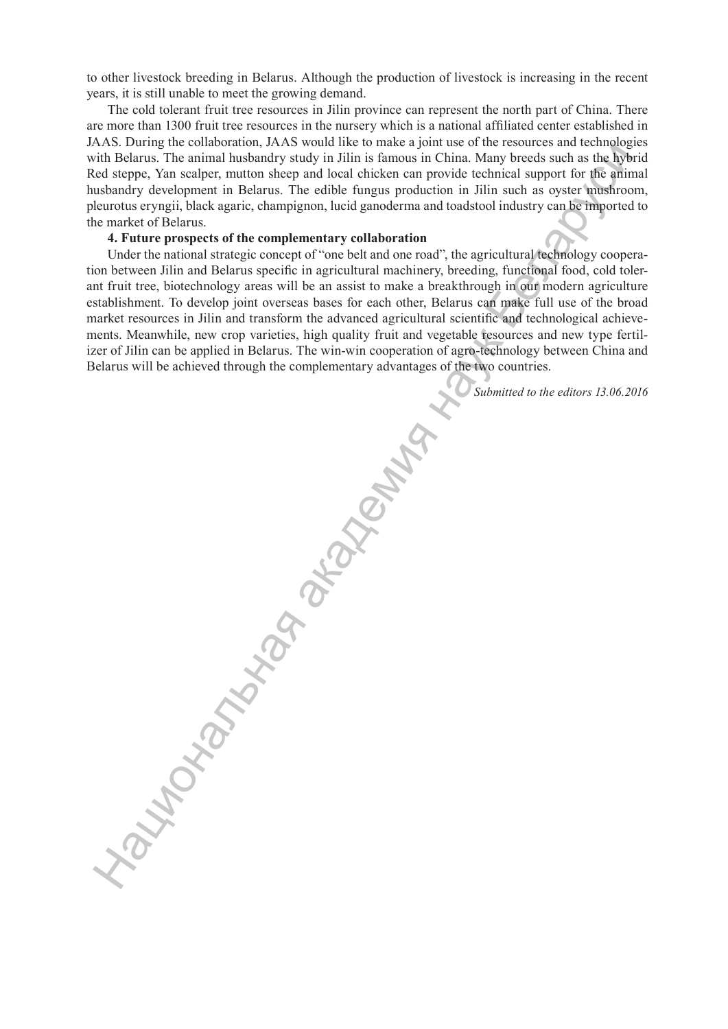to other livestock breeding in Belarus. Although the production of livestock is increasing in the recent years, it is still unable to meet the growing demand.

The cold tolerant fruit tree resources in Jilin province can represent the north part of China. There are more than 1300 fruit tree resources in the nursery which is a national affiliated center established in JAAS. During the collaboration, JAAS would like to make a joint use of the resources and technologies with Belarus. The animal husbandry study in Jilin is famous in China. Many breeds such as the hybrid Red steppe, Yan scalper, mutton sheep and local chicken can provide technical support for the animal husbandry development in Belarus. The edible fungus production in Jilin such as oyster mushroom, pleurotus eryngii, black agaric, champignon, lucid ganoderma and toadstool industry can be imported to the market of Belarus.

**4. Future prospects of the complementary collaboration**

Under the national strategic concept of "one belt and one road", the agricultural technology cooperation between Jilin and Belarus specific in agricultural machinery, breeding, functional food, cold tolerant fruit tree, biotechnology areas will be an assist to make a breakthrough in our modern agriculture establishment. To develop joint overseas bases for each other, Belarus can make full use of the broad market resources in Jilin and transform the advanced agricultural scientific and technological achievements. Meanwhile, new crop varieties, high quality fruit and vegetable resources and new type fertilizer of Jilin can be applied in Belarus. The win-win cooperation of agro-technology between China and Belarus will be achieved through the complementary advantages of the two countries.

*Submitted to the editors 13.06.2016*